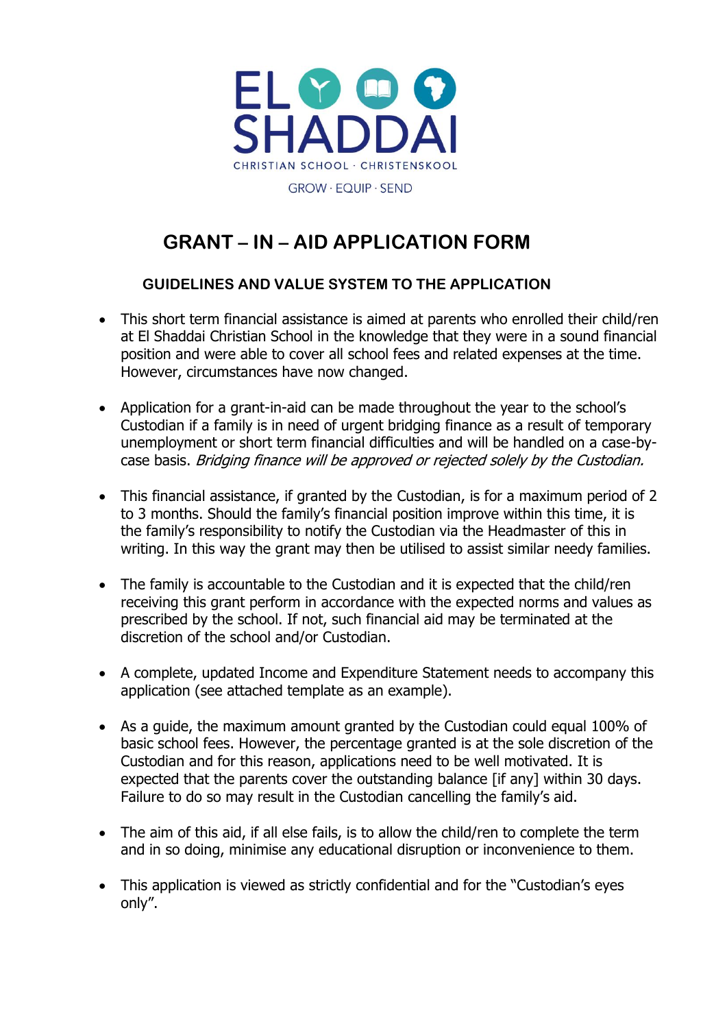EL SHADDAI

CHRISTIAN SCHOOL · CHRISTENSKOOL

GROW · EQUIP · SEND

# GRANT – IN – AID APPLICATION FORM

### GUIDELINES AND VALUE SYSTEM TO THE APPLICATION

- This short term financial assistance is aimed at parents who enrolled their child/ren at El Shaddai Christian School in the knowledge that they were in a sound financial position and were able to cover all school fees and related expenses at the time. However, circumstances have now changed.

- Application for a grant-in-aid can be made throughout the year to the school's Custodian if a family is in need of urgent bridging finance as a result of temporary unemployment or short term financial difficulties and will be handled on a case-by-case basis. *Bridging finance will be approved or rejected solely by the Custodian.*

- This financial assistance, if granted by the Custodian, is for a maximum period of 2 to 3 months. Should the family's financial position improve within this time, it is the family's responsibility to notify the Custodian via the Headmaster of this in writing. In this way the grant may then be utilised to assist similar needy families.

- The family is accountable to the Custodian and it is expected that the child/ren receiving this grant perform in accordance with the expected norms and values as prescribed by the school. If not, such financial aid may be terminated at the discretion of the school and/or Custodian.

- A complete, updated Income and Expenditure Statement needs to accompany this application (see attached template as an example).

- As a guide, the maximum amount granted by the Custodian could equal 100% of basic school fees. However, the percentage granted is at the sole discretion of the Custodian and for this reason, applications need to be well motivated. It is expected that the parents cover the outstanding balance [if any] within 30 days. Failure to do so may result in the Custodian cancelling the family's aid.

- The aim of this aid, if all else fails, is to allow the child/ren to complete the term and in so doing, minimise any educational disruption or inconvenience to them.

- This application is viewed as strictly confidential and for the "Custodian's eyes only".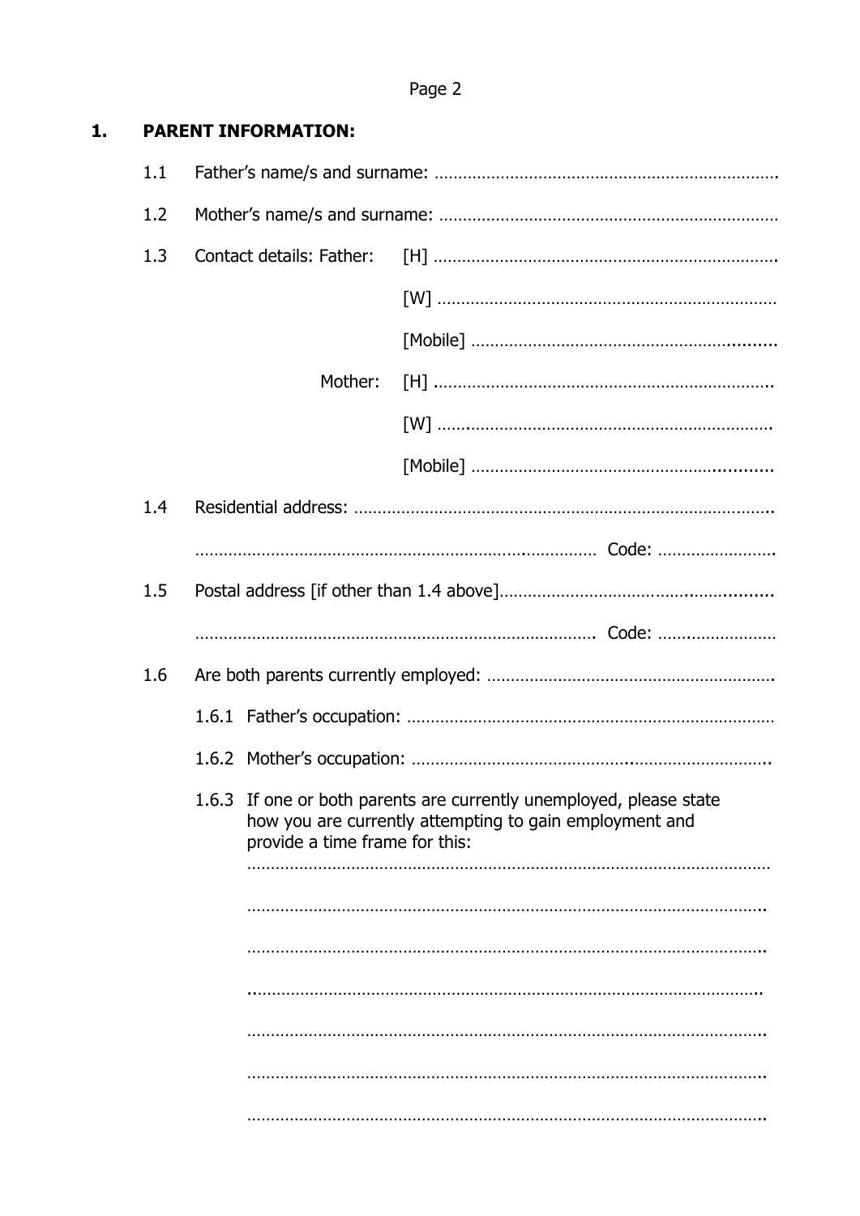## 1. PARENT INFORMATION:

1.1 Father's name/s and surname: ……………………………………………………………….

1.2 Mother's name/s and surname: ………………………………………………………………

1.3 Contact details: Father: [H] ……………………………………………………………….

[W] ………………………………………………………………

[Mobile] ………………………………………………………

Mother: [H] ………………………………………………………………

[W] ………………………………………………………………

[Mobile] ………………………………………………………

1.4 Residential address: ……………………………………………………………………………..

……………………………………………………………………………… Code: …………………….

1.5 Postal address [if other than 1.4 above]………………………………………………….

……………………………………………………………………………… Code: …………………

1.6 Are both parents currently employed: …………………………………………………….

1.6.1 Father's occupation: ……………………………………………………………………

1.6.2 Mother's occupation: ……………………………………………………………………

1.6.3 If one or both parents are currently unemployed, please state how you are currently attempting to gain employment and provide a time frame for this:

……………………………………………………………………………………………………

……………………………………………………………………………………………………

……………………………………………………………………………………………………

……………………………………………………………………………………………………

……………………………………………………………………………………………………

……………………………………………………………………………………………………

……………………………………………………………………………………………………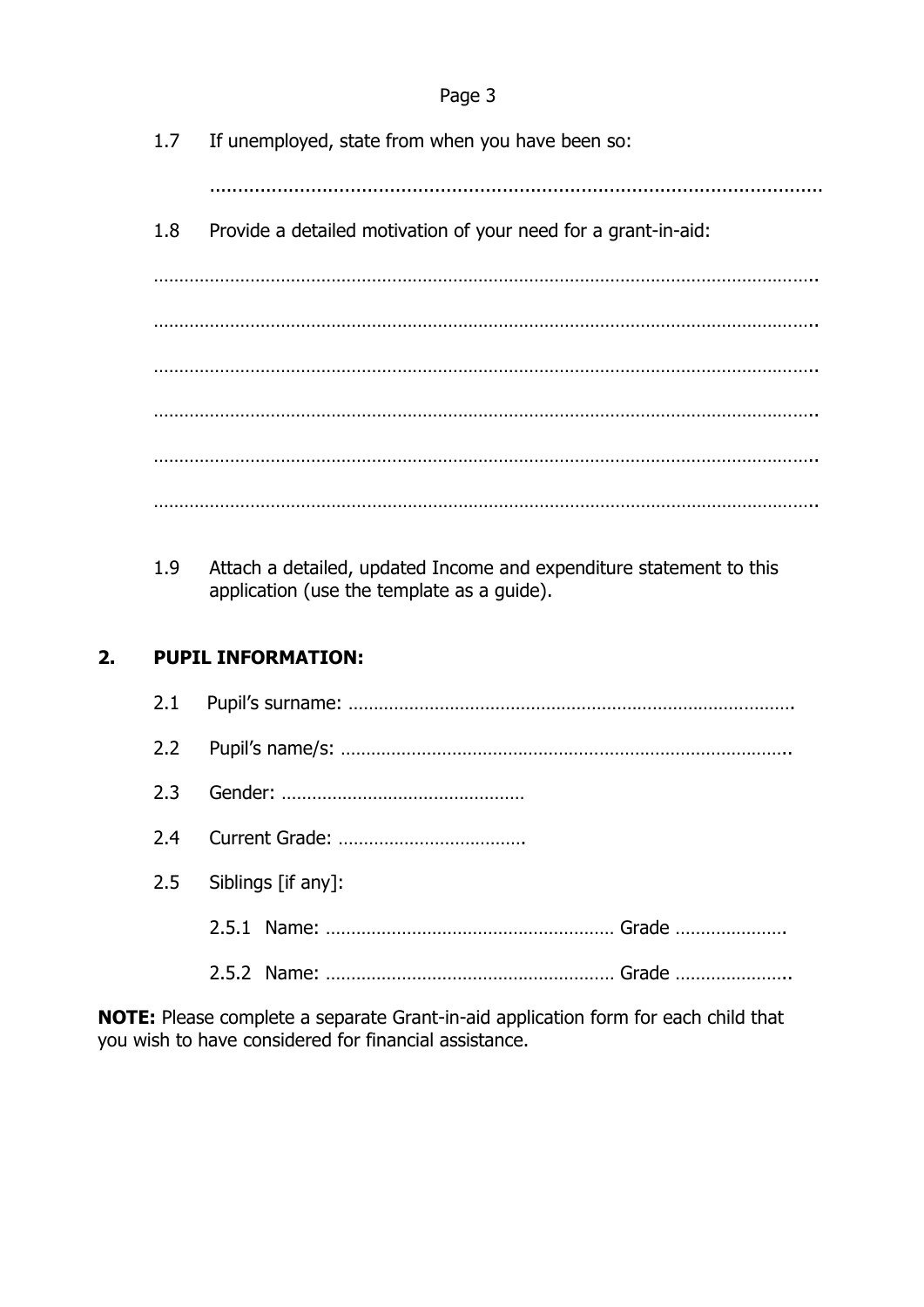1.7 If unemployed, state from when you have been so:

……………………………………………………………………………………………

1.8 Provide a detailed motivation of your need for a grant-in-aid:

……………………………………………………………………………………………………

……………………………………………………………………………………………………

……………………………………………………………………………………………………

……………………………………………………………………………………………………

……………………………………………………………………………………………………

……………………………………………………………………………………………………

1.9 Attach a detailed, updated Income and expenditure statement to this application (use the template as a guide).

## 2. PUPIL INFORMATION:

2.1 Pupil's surname: ……………………………………………………………………………

2.2 Pupil's name/s: ……………………………………………………………………………..

2.3 Gender: ……………………………………………

2.4 Current Grade: ……………………………….

2.5 Siblings [if any]:

2.5.1 Name: ………………………………………………… Grade ………………….

2.5.2 Name: ………………………………………………… Grade …………………..

**NOTE:** Please complete a separate Grant-in-aid application form for each child that you wish to have considered for financial assistance.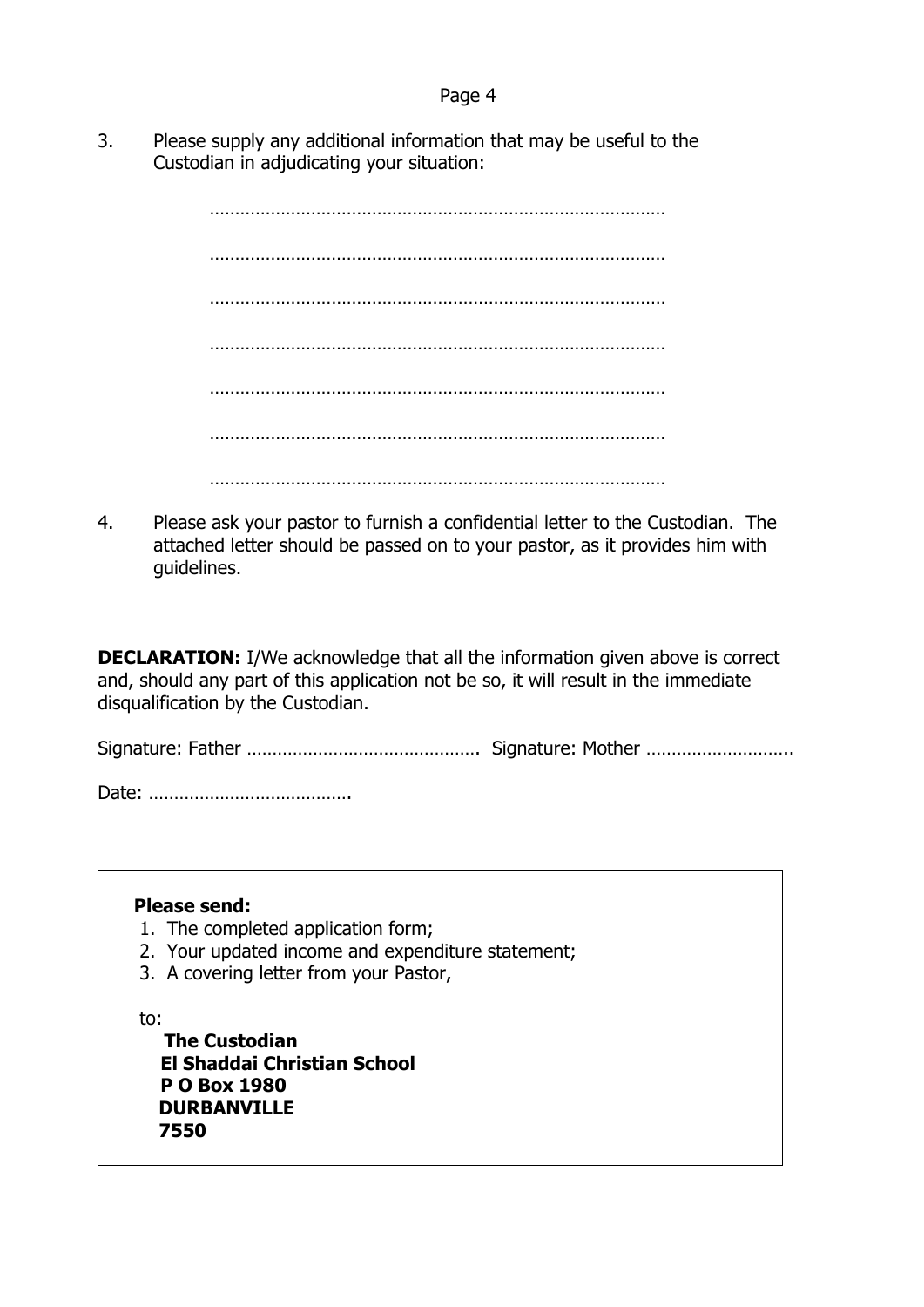3. Please supply any additional information that may be useful to the Custodian in adjudicating your situation:

 ………………………………………………………………………………

 ………………………………………………………………………………

 ………………………………………………………………………………

 ………………………………………………………………………………

 ………………………………………………………………………………

 ………………………………………………………………………………

 ………………………………………………………………………………

4. Please ask your pastor to furnish a confidential letter to the Custodian. The attached letter should be passed on to your pastor, as it provides him with guidelines.

**DECLARATION:** I/We acknowledge that all the information given above is correct and, should any part of this application not be so, it will result in the immediate disqualification by the Custodian.

Signature: Father ……………………………………… Signature: Mother ………………………..

Date: ………………………………….

**Please send:**

1. The completed application form;
2. Your updated income and expenditure statement;
3. A covering letter from your Pastor,

to:

**The Custodian**
**El Shaddai Christian School**
**P O Box 1980**
**DURBANVILLE**
**7550**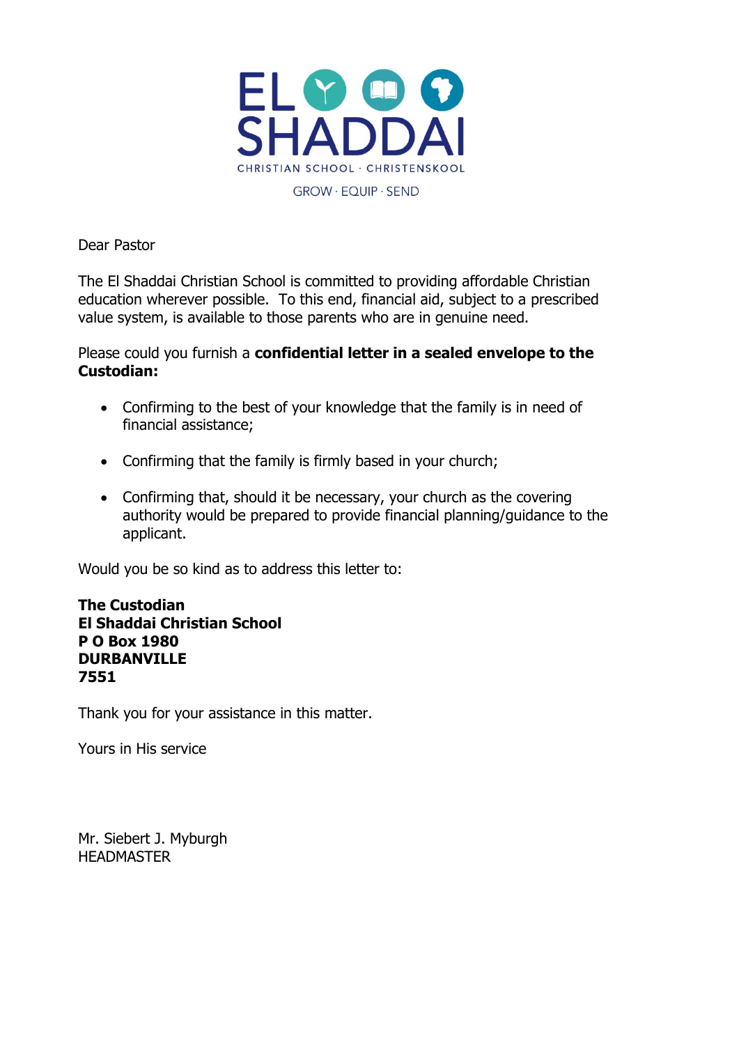EL SHADDAI

CHRISTIAN SCHOOL · CHRISTENSKOOL

GROW · EQUIP · SEND

Dear Pastor

The El Shaddai Christian School is committed to providing affordable Christian education wherever possible. To this end, financial aid, subject to a prescribed value system, is available to those parents who are in genuine need.

Please could you furnish a **confidential letter in a sealed envelope to the Custodian:**

- Confirming to the best of your knowledge that the family is in need of financial assistance;
- Confirming that the family is firmly based in your church;
- Confirming that, should it be necessary, your church as the covering authority would be prepared to provide financial planning/guidance to the applicant.

Would you be so kind as to address this letter to:

**The Custodian**
**El Shaddai Christian School**
**P O Box 1980**
**DURBANVILLE**
**7551**

Thank you for your assistance in this matter.

Yours in His service

Mr. Siebert J. Myburgh
HEADMASTER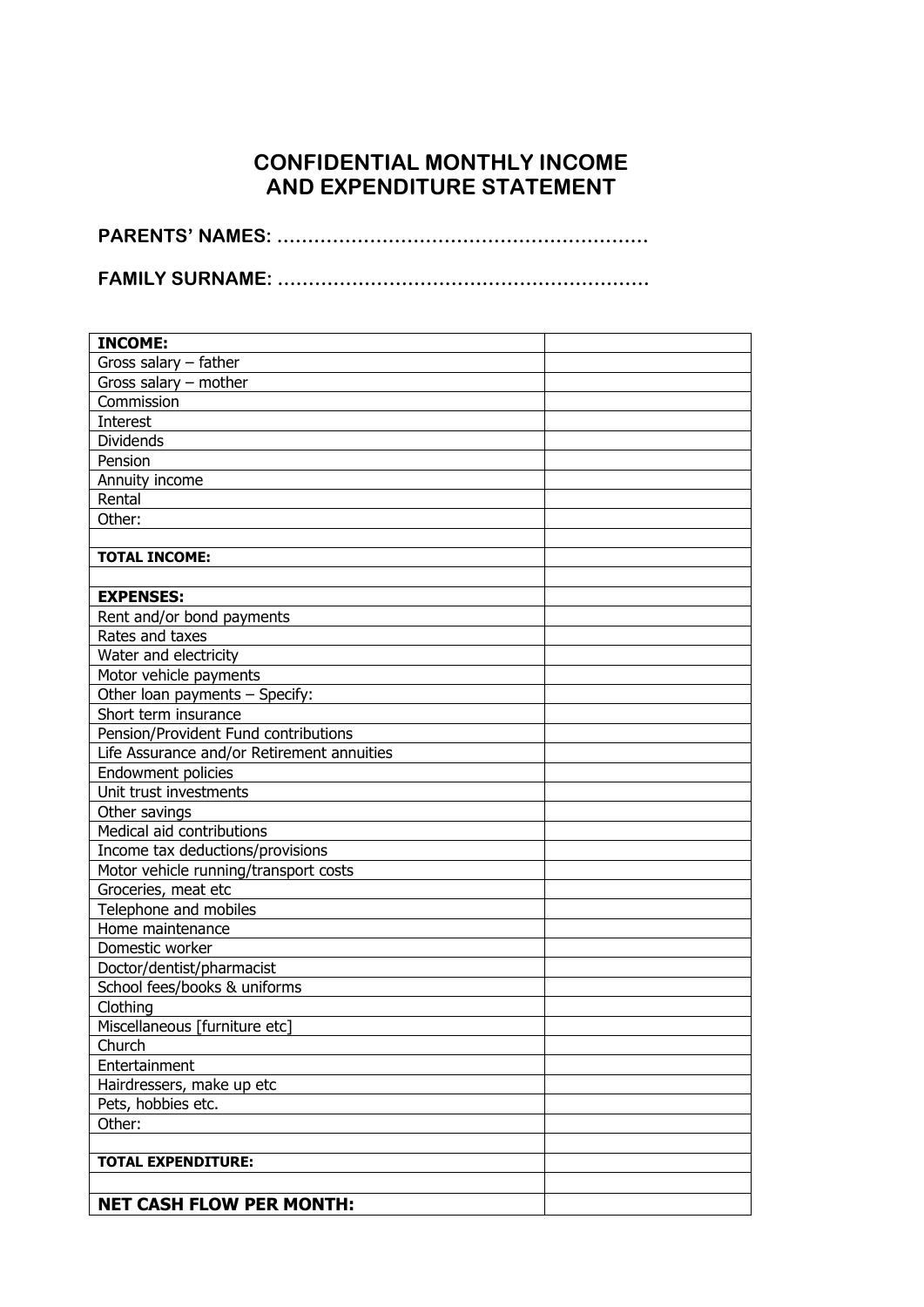# CONFIDENTIAL MONTHLY INCOME AND EXPENDITURE STATEMENT

**PARENTS' NAMES: ……………………………………………………**

**FAMILY SURNAME: ……………………………………………………**

| | |
|---|---|
| **INCOME:** | |
| Gross salary – father | |
| Gross salary – mother | |
| Commission | |
| Interest | |
| Dividends | |
| Pension | |
| Annuity income | |
| Rental | |
| Other: | |
| | |
| **TOTAL INCOME:** | |
| | |
| **EXPENSES:** | |
| Rent and/or bond payments | |
| Rates and taxes | |
| Water and electricity | |
| Motor vehicle payments | |
| Other loan payments – Specify: | |
| Short term insurance | |
| Pension/Provident Fund contributions | |
| Life Assurance and/or Retirement annuities | |
| Endowment policies | |
| Unit trust investments | |
| Other savings | |
| Medical aid contributions | |
| Income tax deductions/provisions | |
| Motor vehicle running/transport costs | |
| Groceries, meat etc | |
| Telephone and mobiles | |
| Home maintenance | |
| Domestic worker | |
| Doctor/dentist/pharmacist | |
| School fees/books & uniforms | |
| Clothing | |
| Miscellaneous [furniture etc] | |
| Church | |
| Entertainment | |
| Hairdressers, make up etc | |
| Pets, hobbies etc. | |
| Other: | |
| | |
| **TOTAL EXPENDITURE:** | |
| | |
| **NET CASH FLOW PER MONTH:** | |